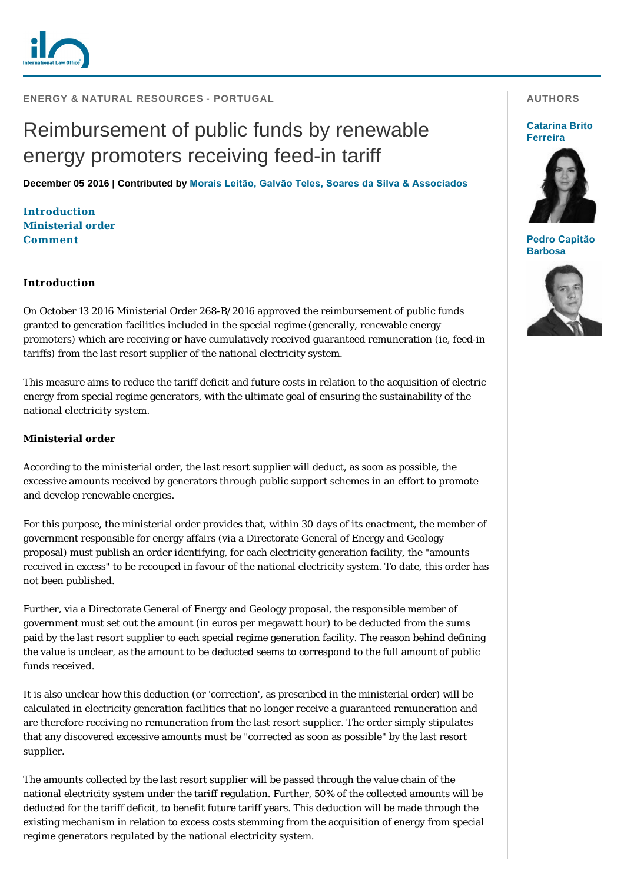ENERGY & NATURAL RESOURCES - PORTUGAL

# Reimbursement of public funds by renewable energy promoters receiving feed-in tariff

**December 05 2016 | Contributed by Morais Leitão, Galvão Teles, Soares da Silva & Associados**

AUTHORS

**Catarina Brito Ferreira**

**Pedro Capitão Barbosa**

**Introduction**
**Ministerial order**
**Comment**

## Introduction

On October 13 2016 Ministerial Order 268-B/2016 approved the reimbursement of public funds granted to generation facilities included in the special regime (generally, renewable energy promoters) which are receiving or have cumulatively received guaranteed remuneration (ie, feed-in tariffs) from the last resort supplier of the national electricity system.

This measure aims to reduce the tariff deficit and future costs in relation to the acquisition of electric energy from special regime generators, with the ultimate goal of ensuring the sustainability of the national electricity system.

## Ministerial order

According to the ministerial order, the last resort supplier will deduct, as soon as possible, the excessive amounts received by generators through public support schemes in an effort to promote and develop renewable energies.

For this purpose, the ministerial order provides that, within 30 days of its enactment, the member of government responsible for energy affairs (via a Directorate General of Energy and Geology proposal) must publish an order identifying, for each electricity generation facility, the "amounts received in excess" to be recouped in favour of the national electricity system. To date, this order has not been published.

Further, via a Directorate General of Energy and Geology proposal, the responsible member of government must set out the amount (in euros per megawatt hour) to be deducted from the sums paid by the last resort supplier to each special regime generation facility. The reason behind defining the value is unclear, as the amount to be deducted seems to correspond to the full amount of public funds received.

It is also unclear how this deduction (or 'correction', as prescribed in the ministerial order) will be calculated in electricity generation facilities that no longer receive a guaranteed remuneration and are therefore receiving no remuneration from the last resort supplier. The order simply stipulates that any discovered excessive amounts must be "corrected as soon as possible" by the last resort supplier.

The amounts collected by the last resort supplier will be passed through the value chain of the national electricity system under the tariff regulation. Further, 50% of the collected amounts will be deducted for the tariff deficit, to benefit future tariff years. This deduction will be made through the existing mechanism in relation to excess costs stemming from the acquisition of energy from special regime generators regulated by the national electricity system.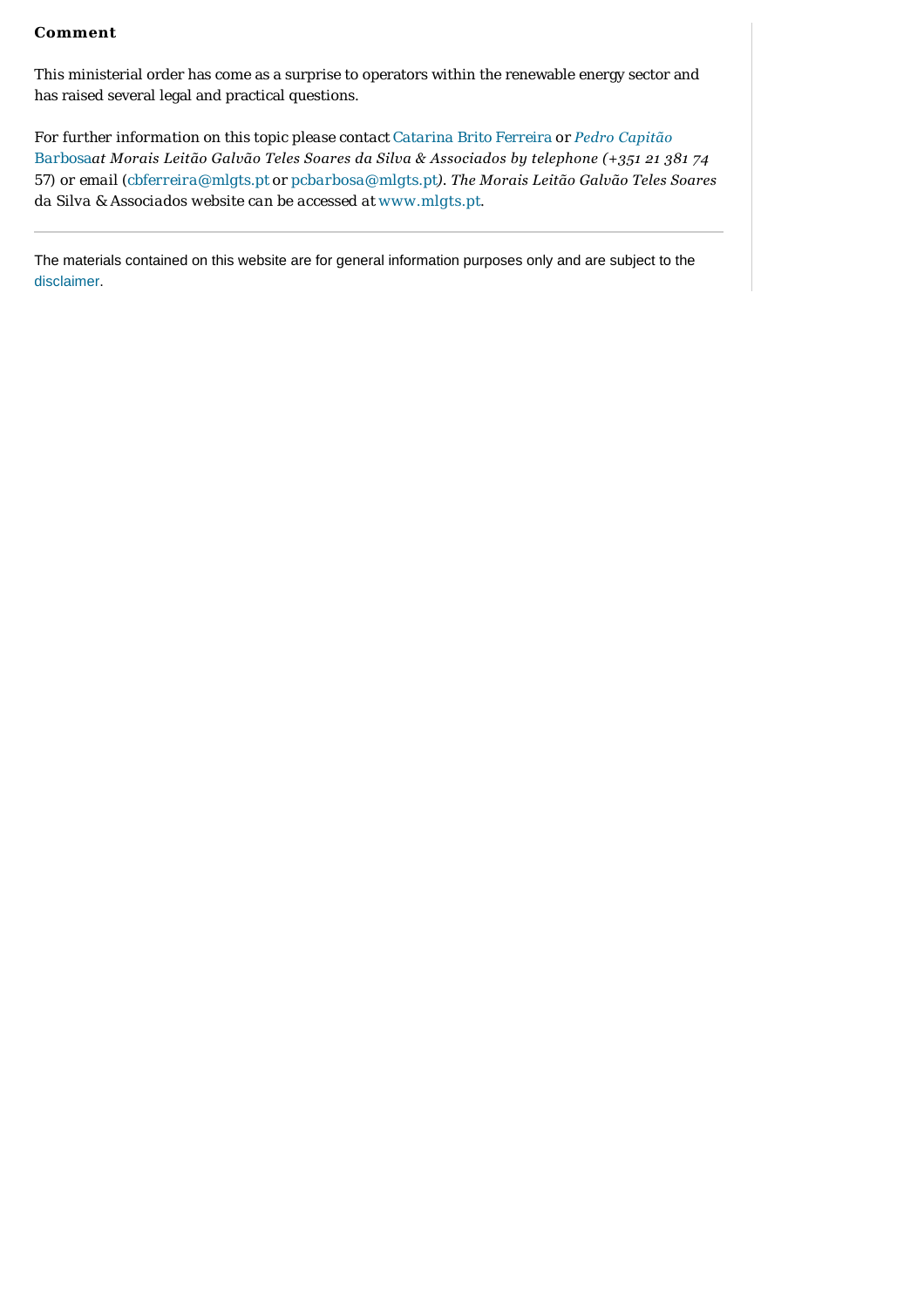**Comment**

This ministerial order has come as a surprise to operators within the renewable energy sector and has raised several legal and practical questions.

For further information on this topic please contact Catarina Brito Ferreira or *Pedro Capitão* Barbosa*at Morais Leitão Galvão Teles Soares da Silva & Associados by telephone (+351 21 381 74* 57) or email (cbferreira@mlgts.pt or pcbarbosa@mlgts.pt*). The Morais Leitão Galvão Teles Soares* da Silva & Associados website can be accessed at www.mlgts.pt.

---

The materials contained on this website are for general information purposes only and are subject to the disclaimer.